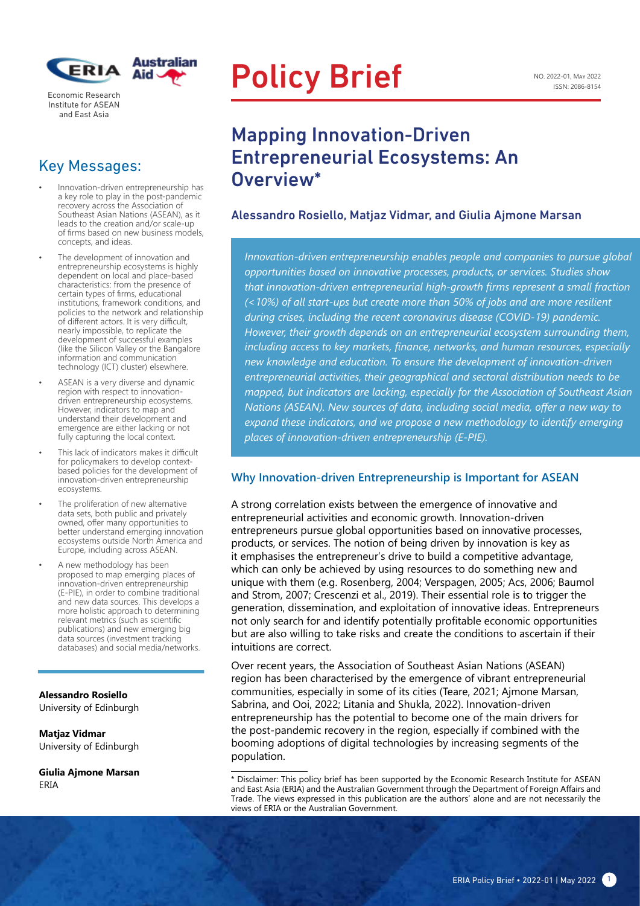Economic Research Institute for ASEAN and East Asia

# Policy Brief

NO. 2022-01, MAY 2022
ISSN: 2086-8154

## Mapping Innovation-Driven Entrepreneurial Ecosystems: An Overview*

### Alessandro Rosiello, Matjaz Vidmar, and Giulia Ajmone Marsan

*Innovation-driven entrepreneurship enables people and companies to pursue global opportunities based on innovative processes, products, or services. Studies show that innovation-driven entrepreneurial high-growth firms represent a small fraction (<10%) of all start-ups but create more than 50% of jobs and are more resilient during crises, including the recent coronavirus disease (COVID-19) pandemic. However, their growth depends on an entrepreneurial ecosystem surrounding them, including access to key markets, finance, networks, and human resources, especially new knowledge and education. To ensure the development of innovation-driven entrepreneurial activities, their geographical and sectoral distribution needs to be mapped, but indicators are lacking, especially for the Association of Southeast Asian Nations (ASEAN). New sources of data, including social media, offer a new way to expand these indicators, and we propose a new methodology to identify emerging places of innovation-driven entrepreneurship (E-PIE).*

## Key Messages:

- Innovation-driven entrepreneurship has a key role to play in the post-pandemic recovery across the Association of Southeast Asian Nations (ASEAN), as it leads to the creation and/or scale-up of firms based on new business models, concepts, and ideas.
- The development of innovation and entrepreneurship ecosystems is highly dependent on local and place-based characteristics: from the presence of certain types of firms, educational institutions, framework conditions, and policies to the network and relationship of different actors. It is very difficult, nearly impossible, to replicate the development of successful examples (like the Silicon Valley or the Bangalore information and communication technology (ICT) cluster) elsewhere.
- ASEAN is a very diverse and dynamic region with respect to innovation-driven entrepreneurship ecosystems. However, indicators to map and understand their development and emergence are either lacking or not fully capturing the local context.
- This lack of indicators makes it difficult for policymakers to develop context-based policies for the development of innovation-driven entrepreneurship ecosystems.
- The proliferation of new alternative data sets, both public and privately owned, offer many opportunities to better understand emerging innovation ecosystems outside North America and Europe, including across ASEAN.
- A new methodology has been proposed to map emerging places of innovation-driven entrepreneurship (E-PIE), in order to combine traditional and new data sources. This develops a more holistic approach to determining relevant metrics (such as scientific publications) and new emerging big data sources (investment tracking databases) and social media/networks.

**Alessandro Rosiello**
University of Edinburgh

**Matjaz Vidmar**
University of Edinburgh

**Giulia Ajmone Marsan**
ERIA

### Why Innovation-driven Entrepreneurship is Important for ASEAN

A strong correlation exists between the emergence of innovative and entrepreneurial activities and economic growth. Innovation-driven entrepreneurs pursue global opportunities based on innovative processes, products, or services. The notion of being driven by innovation is key as it emphasises the entrepreneur's drive to build a competitive advantage, which can only be achieved by using resources to do something new and unique with them (e.g. Rosenberg, 2004; Verspagen, 2005; Acs, 2006; Baumol and Strom, 2007; Crescenzi et al., 2019). Their essential role is to trigger the generation, dissemination, and exploitation of innovative ideas. Entrepreneurs not only search for and identify potentially profitable economic opportunities but are also willing to take risks and create the conditions to ascertain if their intuitions are correct.

Over recent years, the Association of Southeast Asian Nations (ASEAN) region has been characterised by the emergence of vibrant entrepreneurial communities, especially in some of its cities (Teare, 2021; Ajmone Marsan, Sabrina, and Ooi, 2022; Litania and Shukla, 2022). Innovation-driven entrepreneurship has the potential to become one of the main drivers for the post-pandemic recovery in the region, especially if combined with the booming adoptions of digital technologies by increasing segments of the population.

* Disclaimer: This policy brief has been supported by the Economic Research Institute for ASEAN and East Asia (ERIA) and the Australian Government through the Department of Foreign Affairs and Trade. The views expressed in this publication are the authors' alone and are not necessarily the views of ERIA or the Australian Government.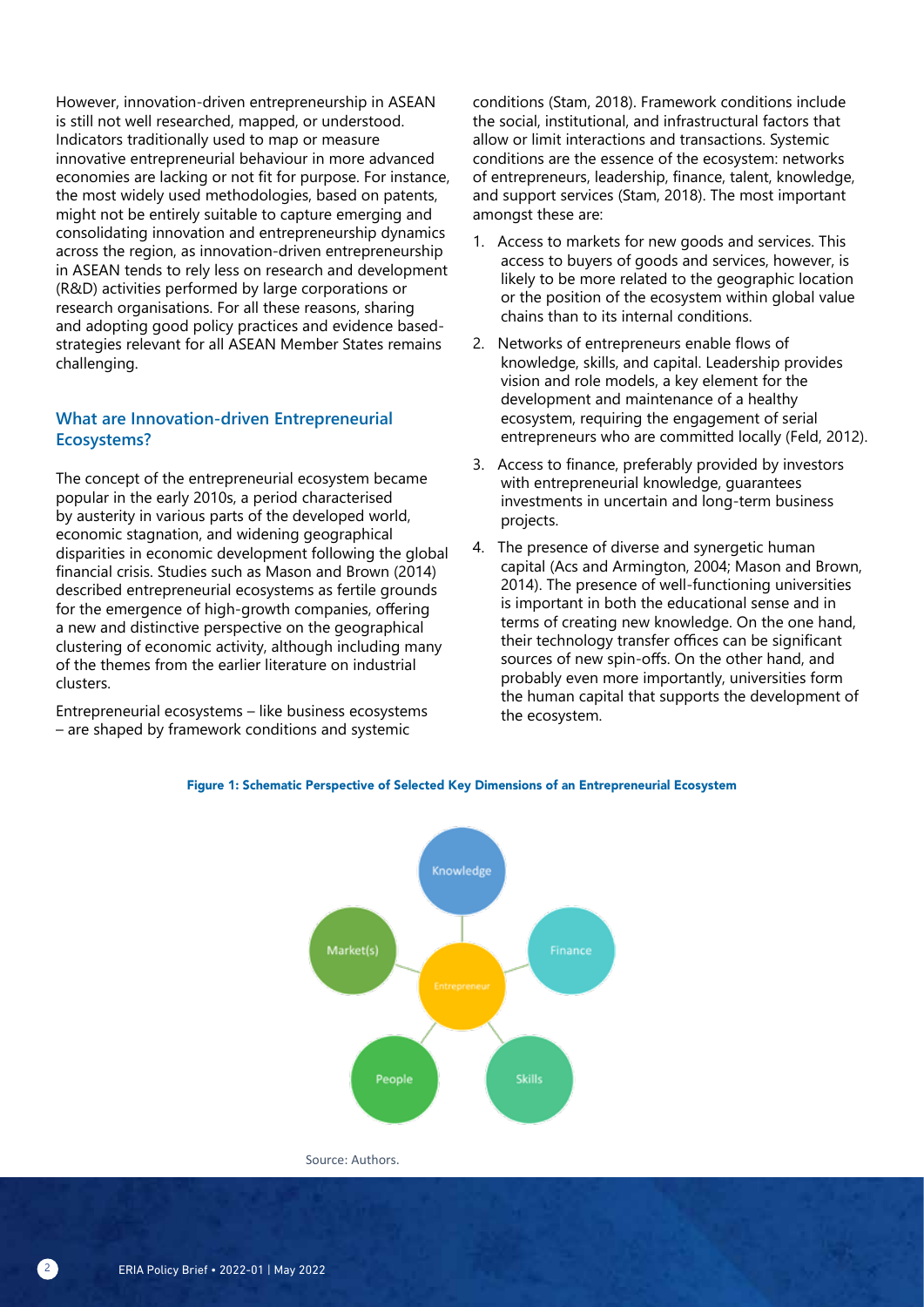However, innovation-driven entrepreneurship in ASEAN is still not well researched, mapped, or understood. Indicators traditionally used to map or measure innovative entrepreneurial behaviour in more advanced economies are lacking or not fit for purpose. For instance, the most widely used methodologies, based on patents, might not be entirely suitable to capture emerging and consolidating innovation and entrepreneurship dynamics across the region, as innovation-driven entrepreneurship in ASEAN tends to rely less on research and development (R&D) activities performed by large corporations or research organisations. For all these reasons, sharing and adopting good policy practices and evidence based-strategies relevant for all ASEAN Member States remains challenging.

## What are Innovation-driven Entrepreneurial Ecosystems?

The concept of the entrepreneurial ecosystem became popular in the early 2010s, a period characterised by austerity in various parts of the developed world, economic stagnation, and widening geographical disparities in economic development following the global financial crisis. Studies such as Mason and Brown (2014) described entrepreneurial ecosystems as fertile grounds for the emergence of high-growth companies, offering a new and distinctive perspective on the geographical clustering of economic activity, although including many of the themes from the earlier literature on industrial clusters.

Entrepreneurial ecosystems – like business ecosystems – are shaped by framework conditions and systemic conditions (Stam, 2018). Framework conditions include the social, institutional, and infrastructural factors that allow or limit interactions and transactions. Systemic conditions are the essence of the ecosystem: networks of entrepreneurs, leadership, finance, talent, knowledge, and support services (Stam, 2018). The most important amongst these are:

1. Access to markets for new goods and services. This access to buyers of goods and services, however, is likely to be more related to the geographic location or the position of the ecosystem within global value chains than to its internal conditions.
2. Networks of entrepreneurs enable flows of knowledge, skills, and capital. Leadership provides vision and role models, a key element for the development and maintenance of a healthy ecosystem, requiring the engagement of serial entrepreneurs who are committed locally (Feld, 2012).
3. Access to finance, preferably provided by investors with entrepreneurial knowledge, guarantees investments in uncertain and long-term business projects.
4. The presence of diverse and synergetic human capital (Acs and Armington, 2004; Mason and Brown, 2014). The presence of well-functioning universities is important in both the educational sense and in terms of creating new knowledge. On the one hand, their technology transfer offices can be significant sources of new spin-offs. On the other hand, and probably even more importantly, universities form the human capital that supports the development of the ecosystem.

**Figure 1: Schematic Perspective of Selected Key Dimensions of an Entrepreneurial Ecosystem**

Knowledge, Market(s), Finance, Entrepreneur, People, Skills

Source: Authors.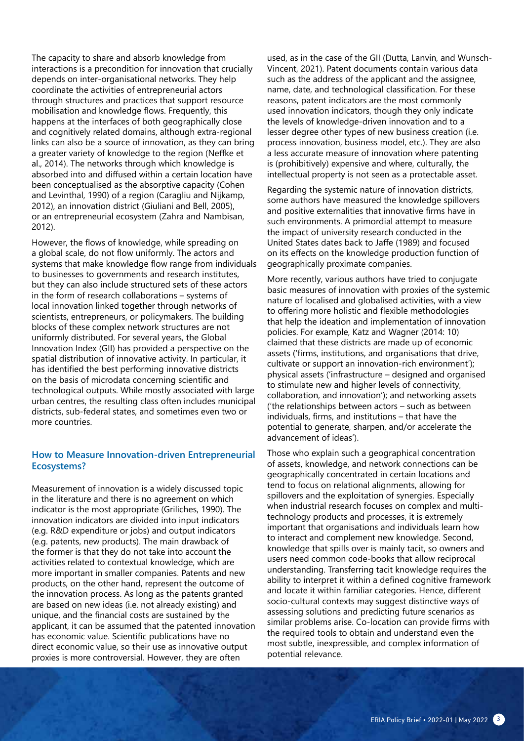The capacity to share and absorb knowledge from interactions is a precondition for innovation that crucially depends on inter-organisational networks. They help coordinate the activities of entrepreneurial actors through structures and practices that support resource mobilisation and knowledge flows. Frequently, this happens at the interfaces of both geographically close and cognitively related domains, although extra-regional links can also be a source of innovation, as they can bring a greater variety of knowledge to the region (Neffke et al., 2014). The networks through which knowledge is absorbed into and diffused within a certain location have been conceptualised as the absorptive capacity (Cohen and Levinthal, 1990) of a region (Caragliu and Nijkamp, 2012), an innovation district (Giuliani and Bell, 2005), or an entrepreneurial ecosystem (Zahra and Nambisan, 2012).

However, the flows of knowledge, while spreading on a global scale, do not flow uniformly. The actors and systems that make knowledge flow range from individuals to businesses to governments and research institutes, but they can also include structured sets of these actors in the form of research collaborations – systems of local innovation linked together through networks of scientists, entrepreneurs, or policymakers. The building blocks of these complex network structures are not uniformly distributed. For several years, the Global Innovation Index (GII) has provided a perspective on the spatial distribution of innovative activity. In particular, it has identified the best performing innovative districts on the basis of microdata concerning scientific and technological outputs. While mostly associated with large urban centres, the resulting class often includes municipal districts, sub-federal states, and sometimes even two or more countries.

## How to Measure Innovation-driven Entrepreneurial Ecosystems?

Measurement of innovation is a widely discussed topic in the literature and there is no agreement on which indicator is the most appropriate (Griliches, 1990). The innovation indicators are divided into input indicators (e.g. R&D expenditure or jobs) and output indicators (e.g. patents, new products). The main drawback of the former is that they do not take into account the activities related to contextual knowledge, which are more important in smaller companies. Patents and new products, on the other hand, represent the outcome of the innovation process. As long as the patents granted are based on new ideas (i.e. not already existing) and unique, and the financial costs are sustained by the applicant, it can be assumed that the patented innovation has economic value. Scientific publications have no direct economic value, so their use as innovative output proxies is more controversial. However, they are often used, as in the case of the GII (Dutta, Lanvin, and Wunsch-Vincent, 2021). Patent documents contain various data such as the address of the applicant and the assignee, name, date, and technological classification. For these reasons, patent indicators are the most commonly used innovation indicators, though they only indicate the levels of knowledge-driven innovation and to a lesser degree other types of new business creation (i.e. process innovation, business model, etc.). They are also a less accurate measure of innovation where patenting is (prohibitively) expensive and where, culturally, the intellectual property is not seen as a protectable asset.

Regarding the systemic nature of innovation districts, some authors have measured the knowledge spillovers and positive externalities that innovative firms have in such environments. A primordial attempt to measure the impact of university research conducted in the United States dates back to Jaffe (1989) and focused on its effects on the knowledge production function of geographically proximate companies.

More recently, various authors have tried to conjugate basic measures of innovation with proxies of the systemic nature of localised and globalised activities, with a view to offering more holistic and flexible methodologies that help the ideation and implementation of innovation policies. For example, Katz and Wagner (2014: 10) claimed that these districts are made up of economic assets ('firms, institutions, and organisations that drive, cultivate or support an innovation-rich environment'); physical assets ('infrastructure – designed and organised to stimulate new and higher levels of connectivity, collaboration, and innovation'); and networking assets ('the relationships between actors – such as between individuals, firms, and institutions – that have the potential to generate, sharpen, and/or accelerate the advancement of ideas').

Those who explain such a geographical concentration of assets, knowledge, and network connections can be geographically concentrated in certain locations and tend to focus on relational alignments, allowing for spillovers and the exploitation of synergies. Especially when industrial research focuses on complex and multi-technology products and processes, it is extremely important that organisations and individuals learn how to interact and complement new knowledge. Second, knowledge that spills over is mainly tacit, so owners and users need common code-books that allow reciprocal understanding. Transferring tacit knowledge requires the ability to interpret it within a defined cognitive framework and locate it within familiar categories. Hence, different socio-cultural contexts may suggest distinctive ways of assessing solutions and predicting future scenarios as similar problems arise. Co-location can provide firms with the required tools to obtain and understand even the most subtle, inexpressible, and complex information of potential relevance.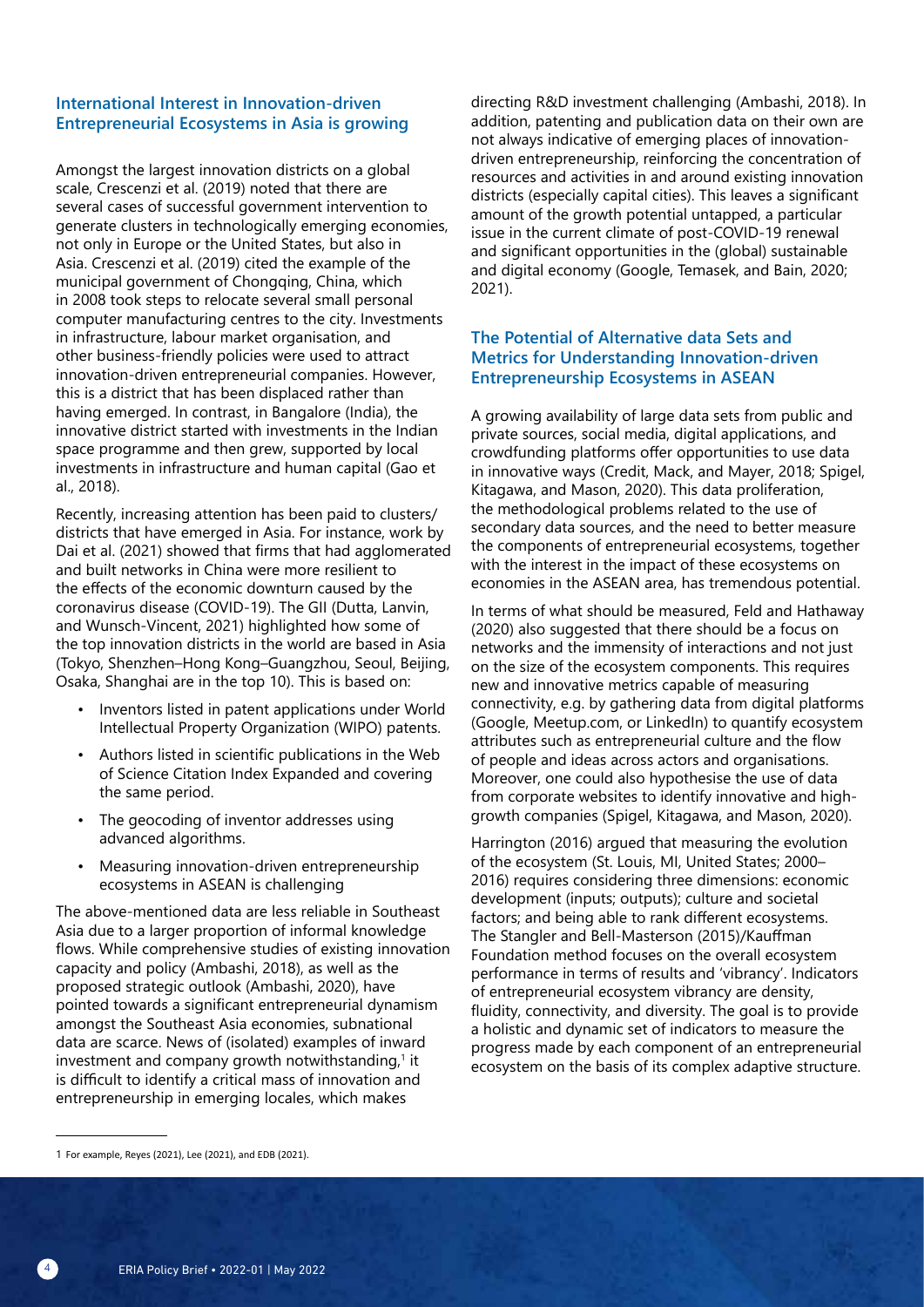## International Interest in Innovation-driven Entrepreneurial Ecosystems in Asia is growing

Amongst the largest innovation districts on a global scale, Crescenzi et al. (2019) noted that there are several cases of successful government intervention to generate clusters in technologically emerging economies, not only in Europe or the United States, but also in Asia. Crescenzi et al. (2019) cited the example of the municipal government of Chongqing, China, which in 2008 took steps to relocate several small personal computer manufacturing centres to the city. Investments in infrastructure, labour market organisation, and other business-friendly policies were used to attract innovation-driven entrepreneurial companies. However, this is a district that has been displaced rather than having emerged. In contrast, in Bangalore (India), the innovative district started with investments in the Indian space programme and then grew, supported by local investments in infrastructure and human capital (Gao et al., 2018).

Recently, increasing attention has been paid to clusters/districts that have emerged in Asia. For instance, work by Dai et al. (2021) showed that firms that had agglomerated and built networks in China were more resilient to the effects of the economic downturn caused by the coronavirus disease (COVID-19). The GII (Dutta, Lanvin, and Wunsch-Vincent, 2021) highlighted how some of the top innovation districts in the world are based in Asia (Tokyo, Shenzhen–Hong Kong–Guangzhou, Seoul, Beijing, Osaka, Shanghai are in the top 10). This is based on:

- Inventors listed in patent applications under World Intellectual Property Organization (WIPO) patents.
- Authors listed in scientific publications in the Web of Science Citation Index Expanded and covering the same period.
- The geocoding of inventor addresses using advanced algorithms.
- Measuring innovation-driven entrepreneurship ecosystems in ASEAN is challenging

The above-mentioned data are less reliable in Southeast Asia due to a larger proportion of informal knowledge flows. While comprehensive studies of existing innovation capacity and policy (Ambashi, 2018), as well as the proposed strategic outlook (Ambashi, 2020), have pointed towards a significant entrepreneurial dynamism amongst the Southeast Asia economies, subnational data are scarce. News of (isolated) examples of inward investment and company growth notwithstanding,[1] it is difficult to identify a critical mass of innovation and entrepreneurship in emerging locales, which makes directing R&D investment challenging (Ambashi, 2018). In addition, patenting and publication data on their own are not always indicative of emerging places of innovation-driven entrepreneurship, reinforcing the concentration of resources and activities in and around existing innovation districts (especially capital cities). This leaves a significant amount of the growth potential untapped, a particular issue in the current climate of post-COVID-19 renewal and significant opportunities in the (global) sustainable and digital economy (Google, Temasek, and Bain, 2020; 2021).

## The Potential of Alternative data Sets and Metrics for Understanding Innovation-driven Entrepreneurship Ecosystems in ASEAN

A growing availability of large data sets from public and private sources, social media, digital applications, and crowdfunding platforms offer opportunities to use data in innovative ways (Credit, Mack, and Mayer, 2018; Spigel, Kitagawa, and Mason, 2020). This data proliferation, the methodological problems related to the use of secondary data sources, and the need to better measure the components of entrepreneurial ecosystems, together with the interest in the impact of these ecosystems on economies in the ASEAN area, has tremendous potential.

In terms of what should be measured, Feld and Hathaway (2020) also suggested that there should be a focus on networks and the immensity of interactions and not just on the size of the ecosystem components. This requires new and innovative metrics capable of measuring connectivity, e.g. by gathering data from digital platforms (Google, Meetup.com, or LinkedIn) to quantify ecosystem attributes such as entrepreneurial culture and the flow of people and ideas across actors and organisations. Moreover, one could also hypothesise the use of data from corporate websites to identify innovative and high-growth companies (Spigel, Kitagawa, and Mason, 2020).

Harrington (2016) argued that measuring the evolution of the ecosystem (St. Louis, MI, United States; 2000–2016) requires considering three dimensions: economic development (inputs; outputs); culture and societal factors; and being able to rank different ecosystems. The Stangler and Bell-Masterson (2015)/Kauffman Foundation method focuses on the overall ecosystem performance in terms of results and 'vibrancy'. Indicators of entrepreneurial ecosystem vibrancy are density, fluidity, connectivity, and diversity. The goal is to provide a holistic and dynamic set of indicators to measure the progress made by each component of an entrepreneurial ecosystem on the basis of its complex adaptive structure.

---

[1] For example, Reyes (2021), Lee (2021), and EDB (2021).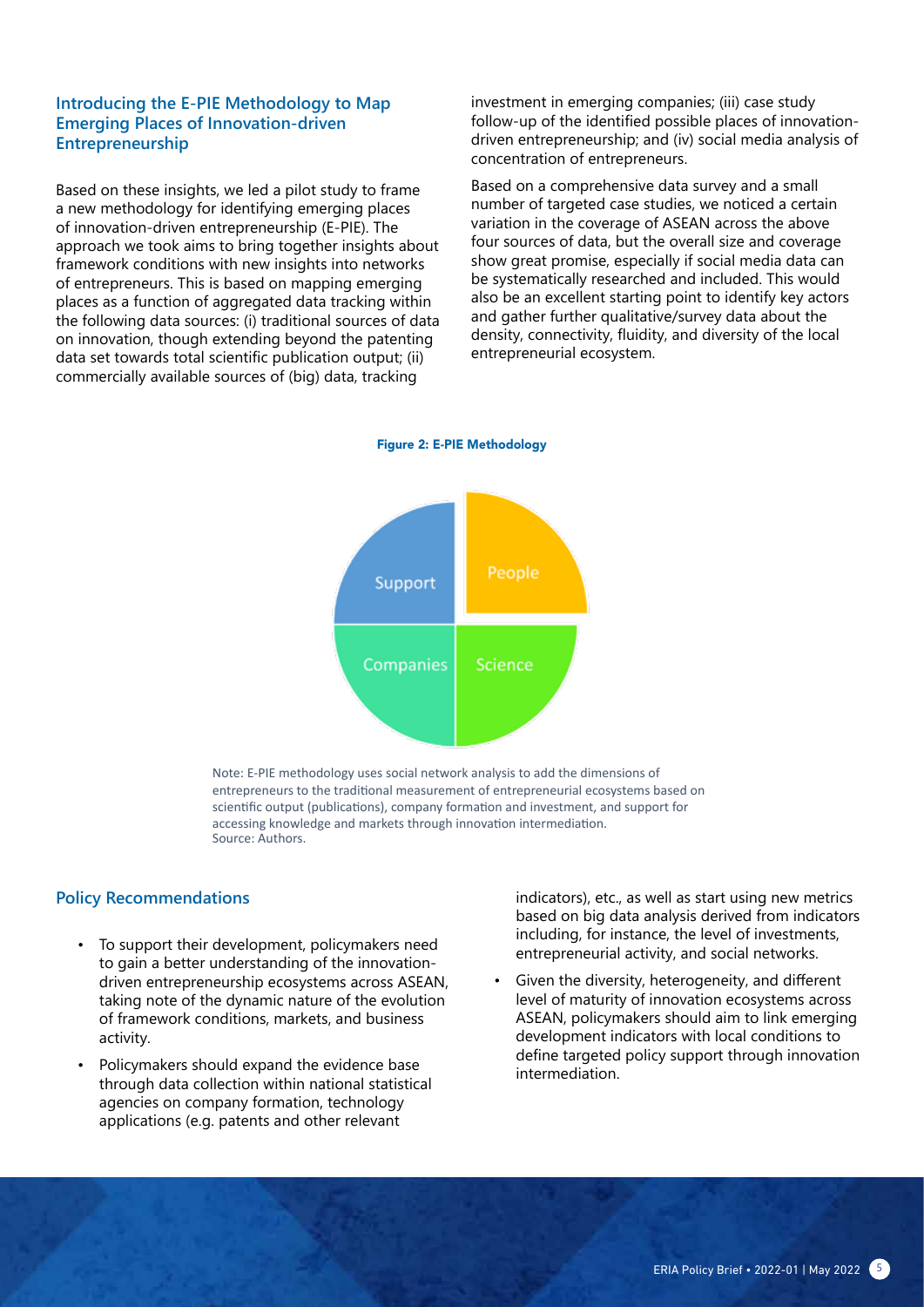## Introducing the E-PIE Methodology to Map Emerging Places of Innovation-driven Entrepreneurship

Based on these insights, we led a pilot study to frame a new methodology for identifying emerging places of innovation-driven entrepreneurship (E-PIE). The approach we took aims to bring together insights about framework conditions with new insights into networks of entrepreneurs. This is based on mapping emerging places as a function of aggregated data tracking within the following data sources: (i) traditional sources of data on innovation, though extending beyond the patenting data set towards total scientific publication output; (ii) commercially available sources of (big) data, tracking investment in emerging companies; (iii) case study follow-up of the identified possible places of innovation-driven entrepreneurship; and (iv) social media analysis of concentration of entrepreneurs.

Based on a comprehensive data survey and a small number of targeted case studies, we noticed a certain variation in the coverage of ASEAN across the above four sources of data, but the overall size and coverage show great promise, especially if social media data can be systematically researched and included. This would also be an excellent starting point to identify key actors and gather further qualitative/survey data about the density, connectivity, fluidity, and diversity of the local entrepreneurial ecosystem.

**Figure 2: E-PIE Methodology**

Support | People | Companies | Science

Note: E-PIE methodology uses social network analysis to add the dimensions of entrepreneurs to the traditional measurement of entrepreneurial ecosystems based on scientific output (publications), company formation and investment, and support for accessing knowledge and markets through innovation intermediation.
Source: Authors.

## Policy Recommendations

- To support their development, policymakers need to gain a better understanding of the innovation-driven entrepreneurship ecosystems across ASEAN, taking note of the dynamic nature of the evolution of framework conditions, markets, and business activity.
- Policymakers should expand the evidence base through data collection within national statistical agencies on company formation, technology applications (e.g. patents and other relevant indicators), etc., as well as start using new metrics based on big data analysis derived from indicators including, for instance, the level of investments, entrepreneurial activity, and social networks.
- Given the diversity, heterogeneity, and different level of maturity of innovation ecosystems across ASEAN, policymakers should aim to link emerging development indicators with local conditions to define targeted policy support through innovation intermediation.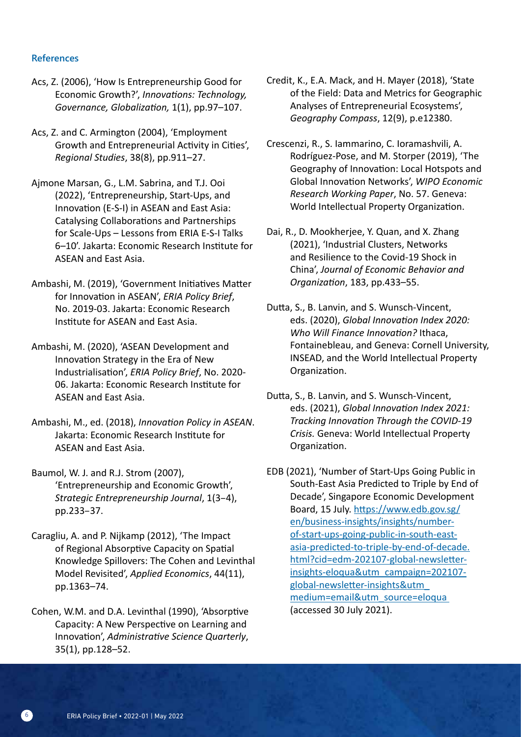### References

Acs, Z. (2006), 'How Is Entrepreneurship Good for Economic Growth?', *Innovations: Technology, Governance, Globalization,* 1(1), pp.97–107.

Acs, Z. and C. Armington (2004), 'Employment Growth and Entrepreneurial Activity in Cities', *Regional Studies*, 38(8), pp.911–27.

Ajmone Marsan, G., L.M. Sabrina, and T.J. Ooi (2022), 'Entrepreneurship, Start-Ups, and Innovation (E-S-I) in ASEAN and East Asia: Catalysing Collaborations and Partnerships for Scale-Ups – Lessons from ERIA E-S-I Talks 6–10'. Jakarta: Economic Research Institute for ASEAN and East Asia.

Ambashi, M. (2019), 'Government Initiatives Matter for Innovation in ASEAN', *ERIA Policy Brief*, No. 2019-03. Jakarta: Economic Research Institute for ASEAN and East Asia.

Ambashi, M. (2020), 'ASEAN Development and Innovation Strategy in the Era of New Industrialisation', *ERIA Policy Brief*, No. 2020-06. Jakarta: Economic Research Institute for ASEAN and East Asia.

Ambashi, M., ed. (2018), *Innovation Policy in ASEAN*. Jakarta: Economic Research Institute for ASEAN and East Asia.

Baumol, W. J. and R.J. Strom (2007), 'Entrepreneurship and Economic Growth', *Strategic Entrepreneurship Journal*, 1(3–4), pp.233–37.

Caragliu, A. and P. Nijkamp (2012), 'The Impact of Regional Absorptive Capacity on Spatial Knowledge Spillovers: The Cohen and Levinthal Model Revisited', *Applied Economics*, 44(11), pp.1363–74.

Cohen, W.M. and D.A. Levinthal (1990), 'Absorptive Capacity: A New Perspective on Learning and Innovation', *Administrative Science Quarterly*, 35(1), pp.128–52.

Credit, K., E.A. Mack, and H. Mayer (2018), 'State of the Field: Data and Metrics for Geographic Analyses of Entrepreneurial Ecosystems', *Geography Compass*, 12(9), p.e12380.

Crescenzi, R., S. Iammarino, C. Ioramashvili, A. Rodríguez-Pose, and M. Storper (2019), 'The Geography of Innovation: Local Hotspots and Global Innovation Networks', *WIPO Economic Research Working Paper*, No. 57. Geneva: World Intellectual Property Organization.

Dai, R., D. Mookherjee, Y. Quan, and X. Zhang (2021), 'Industrial Clusters, Networks and Resilience to the Covid-19 Shock in China', *Journal of Economic Behavior and Organization*, 183, pp.433–55.

Dutta, S., B. Lanvin, and S. Wunsch-Vincent, eds. (2020), *Global Innovation Index 2020: Who Will Finance Innovation?* Ithaca, Fontainebleau, and Geneva: Cornell University, INSEAD, and the World Intellectual Property Organization.

Dutta, S., B. Lanvin, and S. Wunsch-Vincent, eds. (2021), *Global Innovation Index 2021: Tracking Innovation Through the COVID-19 Crisis.* Geneva: World Intellectual Property Organization.

EDB (2021), 'Number of Start-Ups Going Public in South-East Asia Predicted to Triple by End of Decade', Singapore Economic Development Board, 15 July. https://www.edb.gov.sg/en/business-insights/insights/number-of-start-ups-going-public-in-south-east-asia-predicted-to-triple-by-end-of-decade.html?cid=edm-202107-global-newsletter-insights-eloqua&utm_campaign=202107-global-newsletter-insights&utm_medium=email&utm_source=eloqua (accessed 30 July 2021).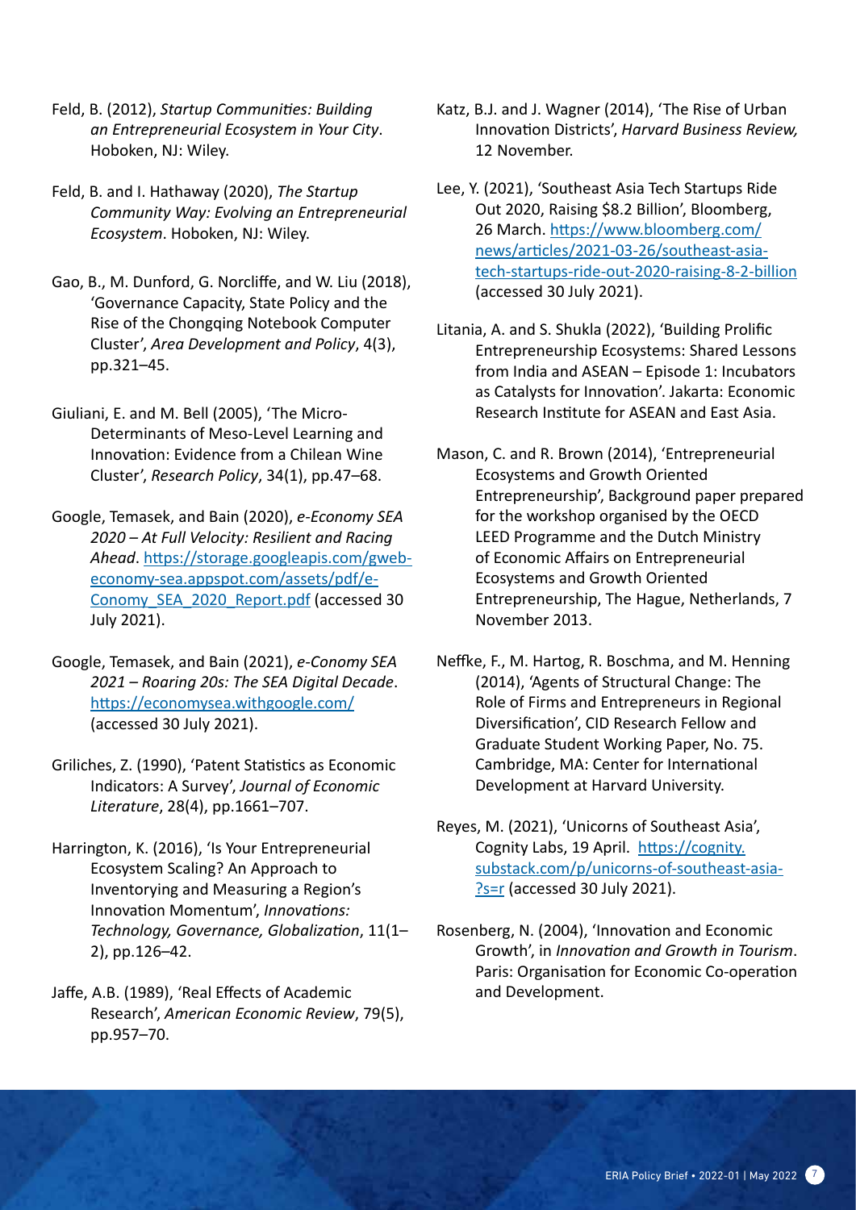Feld, B. (2012), *Startup Communities: Building an Entrepreneurial Ecosystem in Your City*. Hoboken, NJ: Wiley.

Feld, B. and I. Hathaway (2020), *The Startup Community Way: Evolving an Entrepreneurial Ecosystem*. Hoboken, NJ: Wiley.

Gao, B., M. Dunford, G. Norcliffe, and W. Liu (2018), 'Governance Capacity, State Policy and the Rise of the Chongqing Notebook Computer Cluster', *Area Development and Policy*, 4(3), pp.321–45.

Giuliani, E. and M. Bell (2005), 'The Micro-Determinants of Meso-Level Learning and Innovation: Evidence from a Chilean Wine Cluster', *Research Policy*, 34(1), pp.47–68.

Google, Temasek, and Bain (2020), *e-Economy SEA 2020 – At Full Velocity: Resilient and Racing Ahead*. https://storage.googleapis.com/gweb-economy-sea.appspot.com/assets/pdf/e-Conomy_SEA_2020_Report.pdf (accessed 30 July 2021).

Google, Temasek, and Bain (2021), *e-Conomy SEA 2021 – Roaring 20s: The SEA Digital Decade*. https://economysea.withgoogle.com/ (accessed 30 July 2021).

Griliches, Z. (1990), 'Patent Statistics as Economic Indicators: A Survey', *Journal of Economic Literature*, 28(4), pp.1661–707.

Harrington, K. (2016), 'Is Your Entrepreneurial Ecosystem Scaling? An Approach to Inventorying and Measuring a Region's Innovation Momentum', *Innovations: Technology, Governance, Globalization*, 11(1–2), pp.126–42.

Jaffe, A.B. (1989), 'Real Effects of Academic Research', *American Economic Review*, 79(5), pp.957–70.

Katz, B.J. and J. Wagner (2014), 'The Rise of Urban Innovation Districts', *Harvard Business Review,* 12 November.

Lee, Y. (2021), 'Southeast Asia Tech Startups Ride Out 2020, Raising $8.2 Billion', Bloomberg, 26 March. https://www.bloomberg.com/news/articles/2021-03-26/southeast-asia-tech-startups-ride-out-2020-raising-8-2-billion (accessed 30 July 2021).

Litania, A. and S. Shukla (2022), 'Building Prolific Entrepreneurship Ecosystems: Shared Lessons from India and ASEAN – Episode 1: Incubators as Catalysts for Innovation'. Jakarta: Economic Research Institute for ASEAN and East Asia.

Mason, C. and R. Brown (2014), 'Entrepreneurial Ecosystems and Growth Oriented Entrepreneurship', Background paper prepared for the workshop organised by the OECD LEED Programme and the Dutch Ministry of Economic Affairs on Entrepreneurial Ecosystems and Growth Oriented Entrepreneurship, The Hague, Netherlands, 7 November 2013.

Neffke, F., M. Hartog, R. Boschma, and M. Henning (2014), 'Agents of Structural Change: The Role of Firms and Entrepreneurs in Regional Diversification', CID Research Fellow and Graduate Student Working Paper, No. 75. Cambridge, MA: Center for International Development at Harvard University.

Reyes, M. (2021), 'Unicorns of Southeast Asia', Cognity Labs, 19 April. https://cognity.substack.com/p/unicorns-of-southeast-asia-?s=r (accessed 30 July 2021).

Rosenberg, N. (2004), 'Innovation and Economic Growth', in *Innovation and Growth in Tourism*. Paris: Organisation for Economic Co-operation and Development.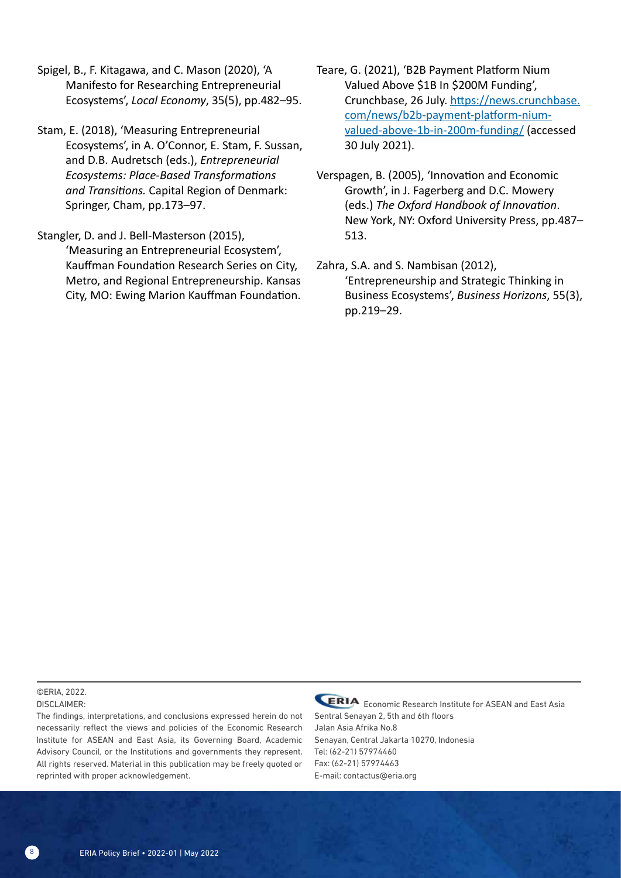Spigel, B., F. Kitagawa, and C. Mason (2020), 'A Manifesto for Researching Entrepreneurial Ecosystems', *Local Economy*, 35(5), pp.482–95.

Stam, E. (2018), 'Measuring Entrepreneurial Ecosystems', in A. O'Connor, E. Stam, F. Sussan, and D.B. Audretsch (eds.), *Entrepreneurial Ecosystems: Place-Based Transformations and Transitions.* Capital Region of Denmark: Springer, Cham, pp.173–97.

Stangler, D. and J. Bell-Masterson (2015), 'Measuring an Entrepreneurial Ecosystem', Kauffman Foundation Research Series on City, Metro, and Regional Entrepreneurship. Kansas City, MO: Ewing Marion Kauffman Foundation.

Teare, G. (2021), 'B2B Payment Platform Nium Valued Above $1B In $200M Funding', Crunchbase, 26 July. https://news.crunchbase.com/news/b2b-payment-platform-nium-valued-above-1b-in-200m-funding/ (accessed 30 July 2021).

Verspagen, B. (2005), 'Innovation and Economic Growth', in J. Fagerberg and D.C. Mowery (eds.) *The Oxford Handbook of Innovation*. New York, NY: Oxford University Press, pp.487–513.

Zahra, S.A. and S. Nambisan (2012), 'Entrepreneurship and Strategic Thinking in Business Ecosystems', *Business Horizons*, 55(3), pp.219–29.

---

©ERIA, 2022.
DISCLAIMER:
The findings, interpretations, and conclusions expressed herein do not necessarily reflect the views and policies of the Economic Research Institute for ASEAN and East Asia, its Governing Board, Academic Advisory Council, or the Institutions and governments they represent. All rights reserved. Material in this publication may be freely quoted or reprinted with proper acknowledgement.

ERIA Economic Research Institute for ASEAN and East Asia
Sentral Senayan 2, 5th and 6th floors
Jalan Asia Afrika No.8
Senayan, Central Jakarta 10270, Indonesia
Tel: (62-21) 57974460
Fax: (62-21) 57974463
E-mail: contactus@eria.org